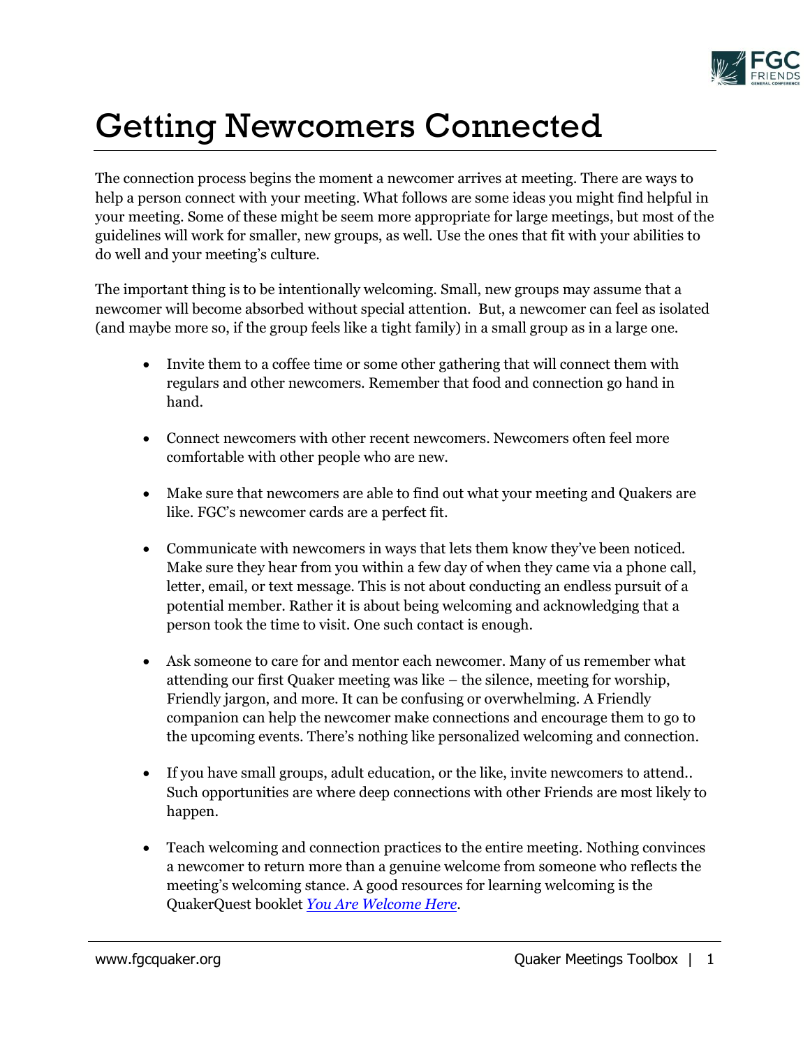# Getting Newcomers Connected

The connection process begins the moment a newcomer arrives at meeting. There are ways to help a person connect with your meeting. What follows are some ideas you might find helpful in your meeting. Some of these might be seem more appropriate for large meetings, but most of the guidelines will work for smaller, new groups, as well. Use the ones that fit with your abilities to do well and your meeting's culture.

The important thing is to be intentionally welcoming. Small, new groups may assume that a newcomer will become absorbed without special attention. But, a newcomer can feel as isolated (and maybe more so, if the group feels like a tight family) in a small group as in a large one.

- Invite them to a coffee time or some other gathering that will connect them with regulars and other newcomers. Remember that food and connection go hand in hand.
- Connect newcomers with other recent newcomers. Newcomers often feel more comfortable with other people who are new.
- Make sure that newcomers are able to find out what your meeting and Quakers are like. FGC's newcomer cards are a perfect fit.
- Communicate with newcomers in ways that lets them know they've been noticed. Make sure they hear from you within a few day of when they came via a phone call, letter, email, or text message. This is not about conducting an endless pursuit of a potential member. Rather it is about being welcoming and acknowledging that a person took the time to visit. One such contact is enough.
- Ask someone to care for and mentor each newcomer. Many of us remember what attending our first Quaker meeting was like – the silence, meeting for worship, Friendly jargon, and more. It can be confusing or overwhelming. A Friendly companion can help the newcomer make connections and encourage them to go to the upcoming events. There's nothing like personalized welcoming and connection.
- If you have small groups, adult education, or the like, invite newcomers to attend.. Such opportunities are where deep connections with other Friends are most likely to happen.
- Teach welcoming and connection practices to the entire meeting. Nothing convinces a newcomer to return more than a genuine welcome from someone who reflects the meeting's welcoming stance. A good resources for learning welcoming is the QuakerQuest booklet *You Are Welcome Here*.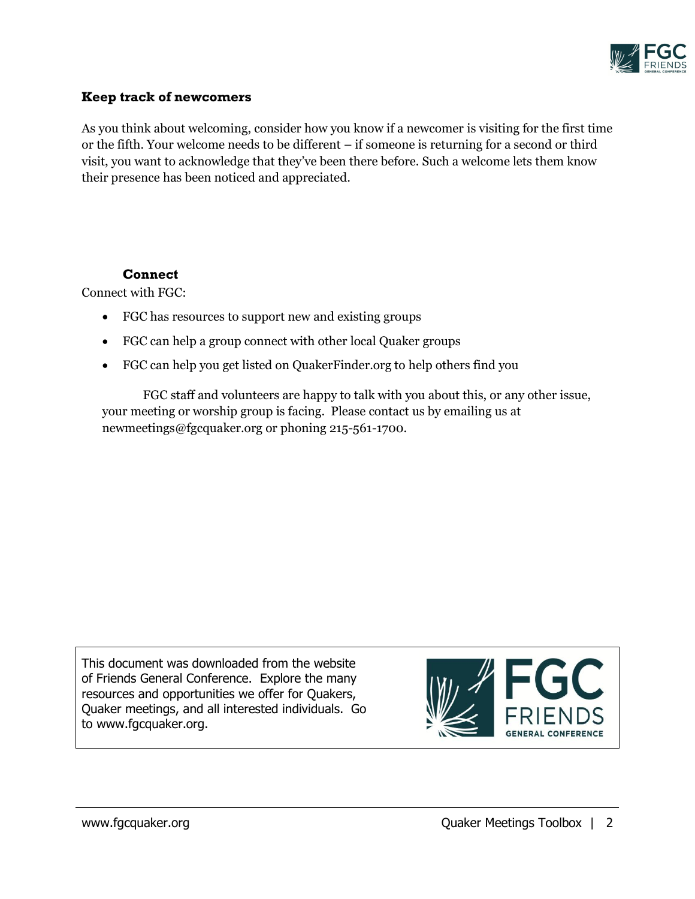### Keep track of newcomers

As you think about welcoming, consider how you know if a newcomer is visiting for the first time or the fifth. Your welcome needs to be different – if someone is returning for a second or third visit, you want to acknowledge that they've been there before. Such a welcome lets them know their presence has been noticed and appreciated.

### Connect

Connect with FGC:

- FGC has resources to support new and existing groups
- FGC can help a group connect with other local Quaker groups
- FGC can help you get listed on QuakerFinder.org to help others find you

FGC staff and volunteers are happy to talk with you about this, or any other issue, your meeting or worship group is facing. Please contact us by emailing us at newmeetings@fgcquaker.org or phoning 215-561-1700.

This document was downloaded from the website of Friends General Conference. Explore the many resources and opportunities we offer for Quakers, Quaker meetings, and all interested individuals. Go to www.fgcquaker.org.